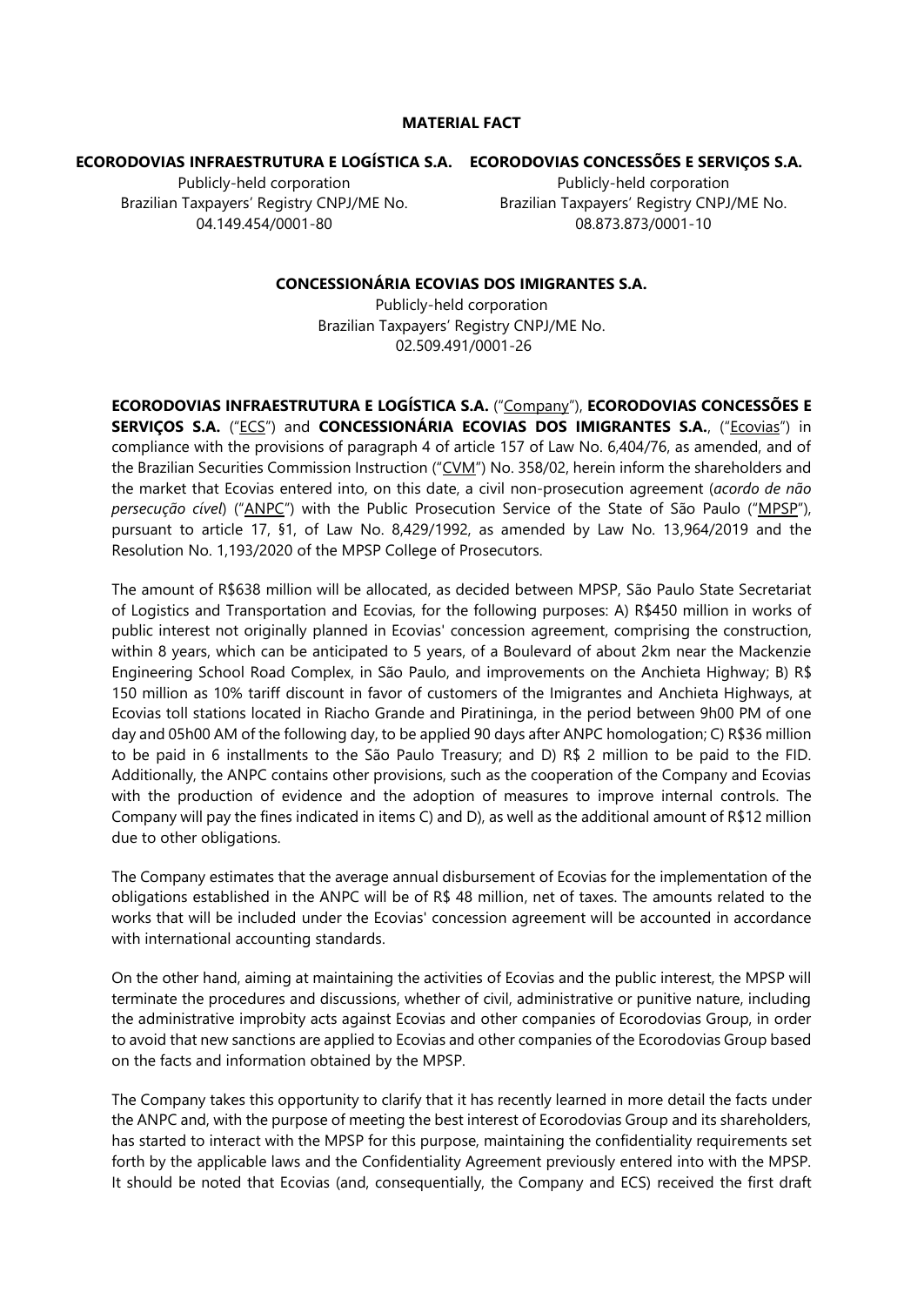**MATERIAL FACT**

**ECORODOVIAS INFRAESTRUTURA E LOGÍSTICA S.A.**
Publicly-held corporation
Brazilian Taxpayers' Registry CNPJ/ME No. 04.149.454/0001-80

**ECORODOVIAS CONCESSÕES E SERVIÇOS S.A.**
Publicly-held corporation
Brazilian Taxpayers' Registry CNPJ/ME No. 08.873.873/0001-10

**CONCESSIONÁRIA ECOVIAS DOS IMIGRANTES S.A.**
Publicly-held corporation
Brazilian Taxpayers' Registry CNPJ/ME No. 02.509.491/0001-26

**ECORODOVIAS INFRAESTRUTURA E LOGÍSTICA S.A.** ("Company"), **ECORODOVIAS CONCESSÕES E SERVIÇOS S.A.** ("ECS") and **CONCESSIONÁRIA ECOVIAS DOS IMIGRANTES S.A.**, ("Ecovias") in compliance with the provisions of paragraph 4 of article 157 of Law No. 6,404/76, as amended, and of the Brazilian Securities Commission Instruction ("CVM") No. 358/02, herein inform the shareholders and the market that Ecovias entered into, on this date, a civil non-prosecution agreement (*acordo de não persecução cível*) ("ANPC") with the Public Prosecution Service of the State of São Paulo ("MPSP"), pursuant to article 17, §1, of Law No. 8,429/1992, as amended by Law No. 13,964/2019 and the Resolution No. 1,193/2020 of the MPSP College of Prosecutors.

The amount of R$638 million will be allocated, as decided between MPSP, São Paulo State Secretariat of Logistics and Transportation and Ecovias, for the following purposes: A) R$450 million in works of public interest not originally planned in Ecovias' concession agreement, comprising the construction, within 8 years, which can be anticipated to 5 years, of a Boulevard of about 2km near the Mackenzie Engineering School Road Complex, in São Paulo, and improvements on the Anchieta Highway; B) R$ 150 million as 10% tariff discount in favor of customers of the Imigrantes and Anchieta Highways, at Ecovias toll stations located in Riacho Grande and Piratininga, in the period between 9h00 PM of one day and 05h00 AM of the following day, to be applied 90 days after ANPC homologation; C) R$36 million to be paid in 6 installments to the São Paulo Treasury; and D) R$ 2 million to be paid to the FID. Additionally, the ANPC contains other provisions, such as the cooperation of the Company and Ecovias with the production of evidence and the adoption of measures to improve internal controls. The Company will pay the fines indicated in items C) and D), as well as the additional amount of R$12 million due to other obligations.

The Company estimates that the average annual disbursement of Ecovias for the implementation of the obligations established in the ANPC will be of R$ 48 million, net of taxes. The amounts related to the works that will be included under the Ecovias' concession agreement will be accounted in accordance with international accounting standards.

On the other hand, aiming at maintaining the activities of Ecovias and the public interest, the MPSP will terminate the procedures and discussions, whether of civil, administrative or punitive nature, including the administrative improbity acts against Ecovias and other companies of Ecorodovias Group, in order to avoid that new sanctions are applied to Ecovias and other companies of the Ecorodovias Group based on the facts and information obtained by the MPSP.

The Company takes this opportunity to clarify that it has recently learned in more detail the facts under the ANPC and, with the purpose of meeting the best interest of Ecorodovias Group and its shareholders, has started to interact with the MPSP for this purpose, maintaining the confidentiality requirements set forth by the applicable laws and the Confidentiality Agreement previously entered into with the MPSP. It should be noted that Ecovias (and, consequentially, the Company and ECS) received the first draft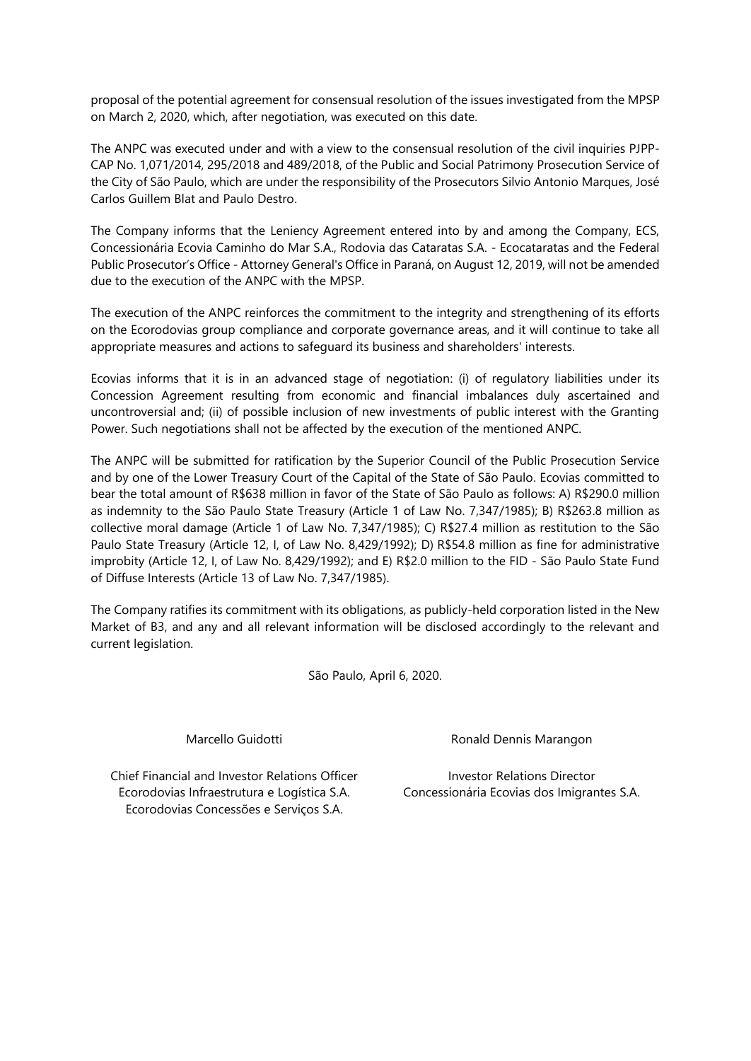proposal of the potential agreement for consensual resolution of the issues investigated from the MPSP on March 2, 2020, which, after negotiation, was executed on this date.

The ANPC was executed under and with a view to the consensual resolution of the civil inquiries PJPP-CAP No. 1,071/2014, 295/2018 and 489/2018, of the Public and Social Patrimony Prosecution Service of the City of São Paulo, which are under the responsibility of the Prosecutors Silvio Antonio Marques, José Carlos Guillem Blat and Paulo Destro.

The Company informs that the Leniency Agreement entered into by and among the Company, ECS, Concessionária Ecovia Caminho do Mar S.A., Rodovia das Cataratas S.A. - Ecocataratas and the Federal Public Prosecutor's Office - Attorney General's Office in Paraná, on August 12, 2019, will not be amended due to the execution of the ANPC with the MPSP.

The execution of the ANPC reinforces the commitment to the integrity and strengthening of its efforts on the Ecorodovias group compliance and corporate governance areas, and it will continue to take all appropriate measures and actions to safeguard its business and shareholders' interests.

Ecovias informs that it is in an advanced stage of negotiation: (i) of regulatory liabilities under its Concession Agreement resulting from economic and financial imbalances duly ascertained and uncontroversial and; (ii) of possible inclusion of new investments of public interest with the Granting Power. Such negotiations shall not be affected by the execution of the mentioned ANPC.

The ANPC will be submitted for ratification by the Superior Council of the Public Prosecution Service and by one of the Lower Treasury Court of the Capital of the State of São Paulo. Ecovias committed to bear the total amount of R$638 million in favor of the State of São Paulo as follows: A) R$290.0 million as indemnity to the São Paulo State Treasury (Article 1 of Law No. 7,347/1985); B) R$263.8 million as collective moral damage (Article 1 of Law No. 7,347/1985); C) R$27.4 million as restitution to the São Paulo State Treasury (Article 12, I, of Law No. 8,429/1992); D) R$54.8 million as fine for administrative improbity (Article 12, I, of Law No. 8,429/1992); and E) R$2.0 million to the FID - São Paulo State Fund of Diffuse Interests (Article 13 of Law No. 7,347/1985).

The Company ratifies its commitment with its obligations, as publicly-held corporation listed in the New Market of B3, and any and all relevant information will be disclosed accordingly to the relevant and current legislation.

São Paulo, April 6, 2020.

Marcello Guidotti

Chief Financial and Investor Relations Officer
Ecorodovias Infraestrutura e Logística S.A.
Ecorodovias Concessões e Serviços S.A.

Ronald Dennis Marangon

Investor Relations Director
Concessionária Ecovias dos Imigrantes S.A.